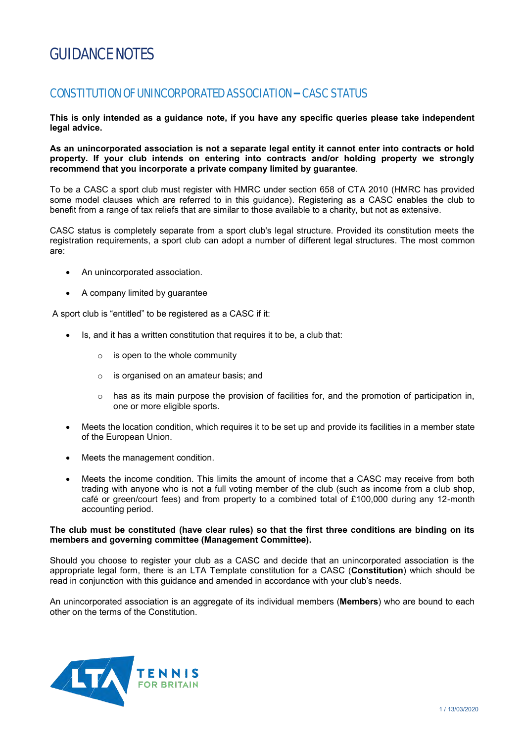# GUIDANCE NOTES

## CONSTITUTION OF UNINCORPORATED ASSOCIATION – CASC STATUS

**This is only intended as a guidance note, if you have any specific queries please take independent legal advice.**

**As an unincorporated association is not a separate legal entity it cannot enter into contracts or hold property. If your club intends on entering into contracts and/or holding property we strongly recommend that you incorporate a private company limited by guarantee**.

To be a CASC a sport club must register with HMRC under section 658 of CTA 2010 (HMRC has provided some model clauses which are referred to in this guidance). Registering as a CASC enables the club to benefit from a range of tax reliefs that are similar to those available to a charity, but not as extensive.

CASC status is completely separate from a sport club's legal structure. Provided its constitution meets the registration requirements, a sport club can adopt a number of different legal structures. The most common are:

- An unincorporated association.
- A company limited by guarantee

A sport club is "entitled" to be registered as a CASC if it:

- Is, and it has a written constitution that requires it to be, a club that:
  - is open to the whole community
  - is organised on an amateur basis; and
  - has as its main purpose the provision of facilities for, and the promotion of participation in, one or more eligible sports.
- Meets the location condition, which requires it to be set up and provide its facilities in a member state of the European Union.
- Meets the management condition.
- Meets the income condition. This limits the amount of income that a CASC may receive from both trading with anyone who is not a full voting member of the club (such as income from a club shop, café or green/court fees) and from property to a combined total of £100,000 during any 12-month accounting period.

**The club must be constituted (have clear rules) so that the first three conditions are binding on its members and governing committee (Management Committee).**

Should you choose to register your club as a CASC and decide that an unincorporated association is the appropriate legal form, there is an LTA Template constitution for a CASC (**Constitution**) which should be read in conjunction with this guidance and amended in accordance with your club's needs.

An unincorporated association is an aggregate of its individual members (**Members**) who are bound to each other on the terms of the Constitution.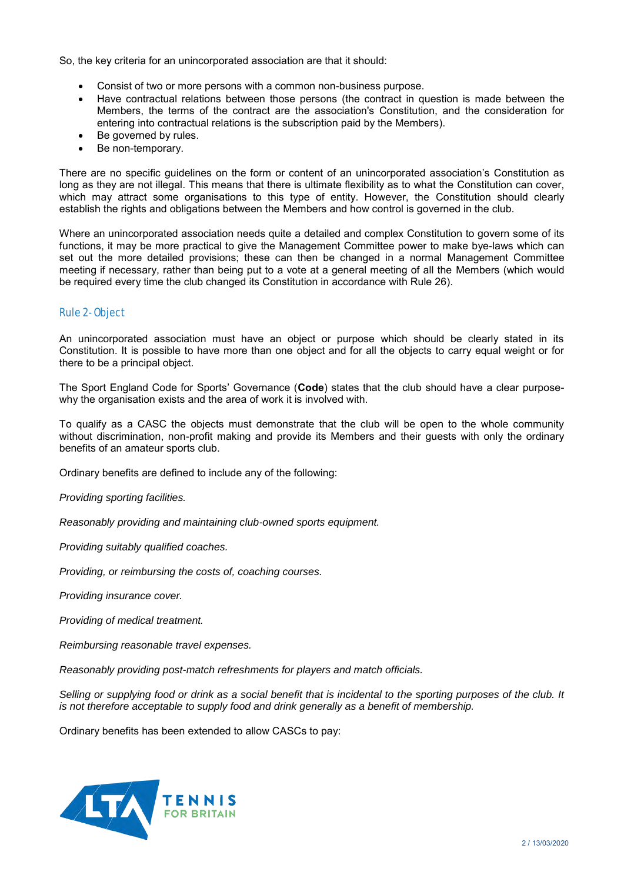So, the key criteria for an unincorporated association are that it should:

- Consist of two or more persons with a common non-business purpose.
- Have contractual relations between those persons (the contract in question is made between the Members, the terms of the contract are the association's Constitution, and the consideration for entering into contractual relations is the subscription paid by the Members).
- Be governed by rules.
- Be non-temporary.

There are no specific guidelines on the form or content of an unincorporated association's Constitution as long as they are not illegal. This means that there is ultimate flexibility as to what the Constitution can cover, which may attract some organisations to this type of entity. However, the Constitution should clearly establish the rights and obligations between the Members and how control is governed in the club.

Where an unincorporated association needs quite a detailed and complex Constitution to govern some of its functions, it may be more practical to give the Management Committee power to make bye-laws which can set out the more detailed provisions; these can then be changed in a normal Management Committee meeting if necessary, rather than being put to a vote at a general meeting of all the Members (which would be required every time the club changed its Constitution in accordance with Rule 26).

## Rule 2- Object

An unincorporated association must have an object or purpose which should be clearly stated in its Constitution. It is possible to have more than one object and for all the objects to carry equal weight or for there to be a principal object.

The Sport England Code for Sports' Governance (**Code**) states that the club should have a clear purpose- why the organisation exists and the area of work it is involved with.

To qualify as a CASC the objects must demonstrate that the club will be open to the whole community without discrimination, non-profit making and provide its Members and their guests with only the ordinary benefits of an amateur sports club.

Ordinary benefits are defined to include any of the following:

*Providing sporting facilities.*

*Reasonably providing and maintaining club-owned sports equipment.*

*Providing suitably qualified coaches.*

*Providing, or reimbursing the costs of, coaching courses.*

*Providing insurance cover.*

*Providing of medical treatment.*

*Reimbursing reasonable travel expenses.*

*Reasonably providing post-match refreshments for players and match officials.*

*Selling or supplying food or drink as a social benefit that is incidental to the sporting purposes of the club. It is not therefore acceptable to supply food and drink generally as a benefit of membership.*

Ordinary benefits has been extended to allow CASCs to pay: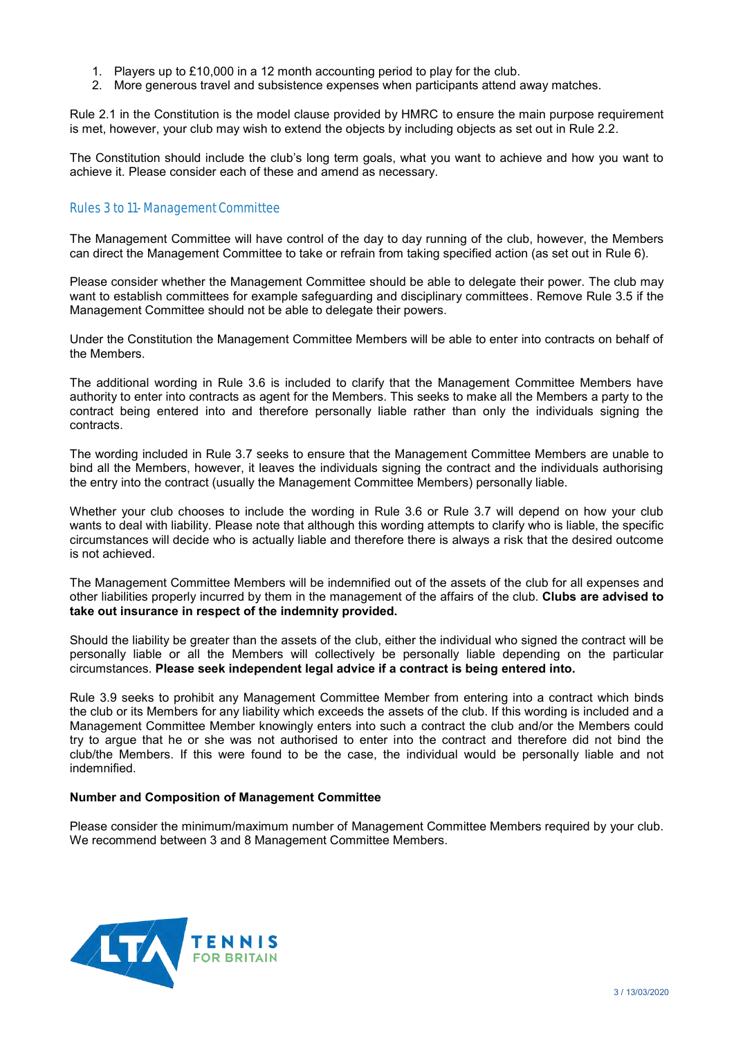1. Players up to £10,000 in a 12 month accounting period to play for the club.
2. More generous travel and subsistence expenses when participants attend away matches.

Rule 2.1 in the Constitution is the model clause provided by HMRC to ensure the main purpose requirement is met, however, your club may wish to extend the objects by including objects as set out in Rule 2.2.

The Constitution should include the club's long term goals, what you want to achieve and how you want to achieve it. Please consider each of these and amend as necessary.

## Rules 3 to 11- Management Committee

The Management Committee will have control of the day to day running of the club, however, the Members can direct the Management Committee to take or refrain from taking specified action (as set out in Rule 6).

Please consider whether the Management Committee should be able to delegate their power. The club may want to establish committees for example safeguarding and disciplinary committees. Remove Rule 3.5 if the Management Committee should not be able to delegate their powers.

Under the Constitution the Management Committee Members will be able to enter into contracts on behalf of the Members.

The additional wording in Rule 3.6 is included to clarify that the Management Committee Members have authority to enter into contracts as agent for the Members. This seeks to make all the Members a party to the contract being entered into and therefore personally liable rather than only the individuals signing the contracts.

The wording included in Rule 3.7 seeks to ensure that the Management Committee Members are unable to bind all the Members, however, it leaves the individuals signing the contract and the individuals authorising the entry into the contract (usually the Management Committee Members) personally liable.

Whether your club chooses to include the wording in Rule 3.6 or Rule 3.7 will depend on how your club wants to deal with liability. Please note that although this wording attempts to clarify who is liable, the specific circumstances will decide who is actually liable and therefore there is always a risk that the desired outcome is not achieved.

The Management Committee Members will be indemnified out of the assets of the club for all expenses and other liabilities properly incurred by them in the management of the affairs of the club. **Clubs are advised to take out insurance in respect of the indemnity provided.**

Should the liability be greater than the assets of the club, either the individual who signed the contract will be personally liable or all the Members will collectively be personally liable depending on the particular circumstances. **Please seek independent legal advice if a contract is being entered into.**

Rule 3.9 seeks to prohibit any Management Committee Member from entering into a contract which binds the club or its Members for any liability which exceeds the assets of the club. If this wording is included and a Management Committee Member knowingly enters into such a contract the club and/or the Members could try to argue that he or she was not authorised to enter into the contract and therefore did not bind the club/the Members. If this were found to be the case, the individual would be personally liable and not indemnified.

**Number and Composition of Management Committee**

Please consider the minimum/maximum number of Management Committee Members required by your club. We recommend between 3 and 8 Management Committee Members.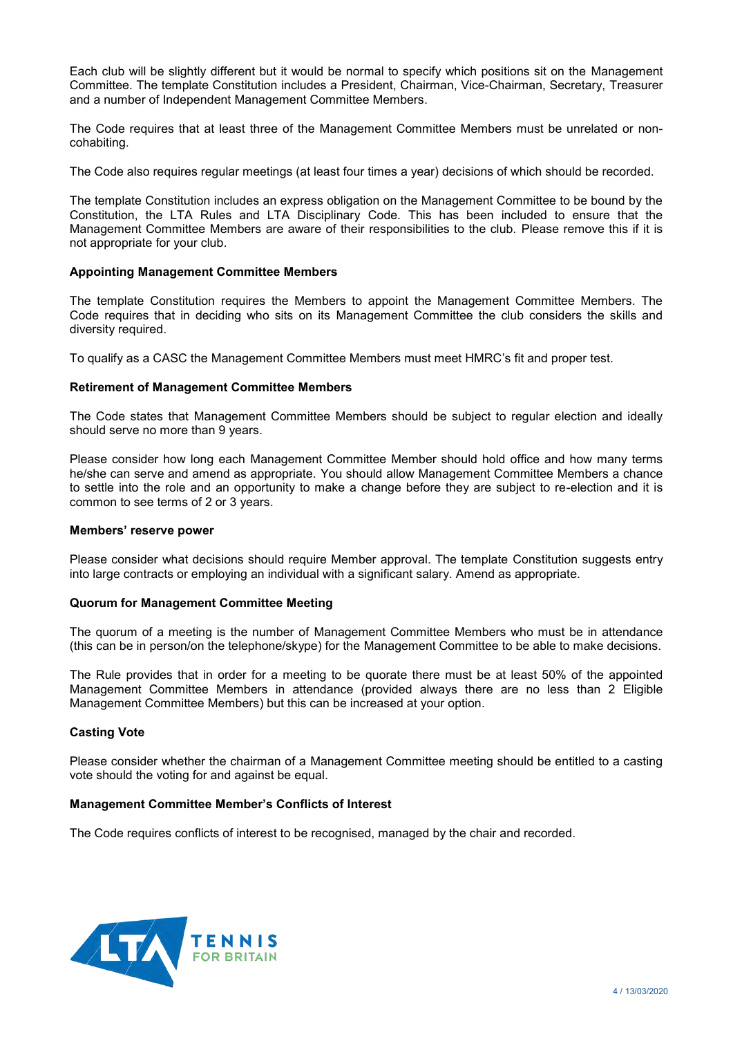Each club will be slightly different but it would be normal to specify which positions sit on the Management Committee. The template Constitution includes a President, Chairman, Vice-Chairman, Secretary, Treasurer and a number of Independent Management Committee Members.

The Code requires that at least three of the Management Committee Members must be unrelated or non-cohabiting.

The Code also requires regular meetings (at least four times a year) decisions of which should be recorded.

The template Constitution includes an express obligation on the Management Committee to be bound by the Constitution, the LTA Rules and LTA Disciplinary Code. This has been included to ensure that the Management Committee Members are aware of their responsibilities to the club. Please remove this if it is not appropriate for your club.

**Appointing Management Committee Members**

The template Constitution requires the Members to appoint the Management Committee Members. The Code requires that in deciding who sits on its Management Committee the club considers the skills and diversity required.

To qualify as a CASC the Management Committee Members must meet HMRC's fit and proper test.

**Retirement of Management Committee Members**

The Code states that Management Committee Members should be subject to regular election and ideally should serve no more than 9 years.

Please consider how long each Management Committee Member should hold office and how many terms he/she can serve and amend as appropriate. You should allow Management Committee Members a chance to settle into the role and an opportunity to make a change before they are subject to re-election and it is common to see terms of 2 or 3 years.

**Members' reserve power**

Please consider what decisions should require Member approval. The template Constitution suggests entry into large contracts or employing an individual with a significant salary. Amend as appropriate.

**Quorum for Management Committee Meeting**

The quorum of a meeting is the number of Management Committee Members who must be in attendance (this can be in person/on the telephone/skype) for the Management Committee to be able to make decisions.

The Rule provides that in order for a meeting to be quorate there must be at least 50% of the appointed Management Committee Members in attendance (provided always there are no less than 2 Eligible Management Committee Members) but this can be increased at your option.

**Casting Vote**

Please consider whether the chairman of a Management Committee meeting should be entitled to a casting vote should the voting for and against be equal.

**Management Committee Member's Conflicts of Interest**

The Code requires conflicts of interest to be recognised, managed by the chair and recorded.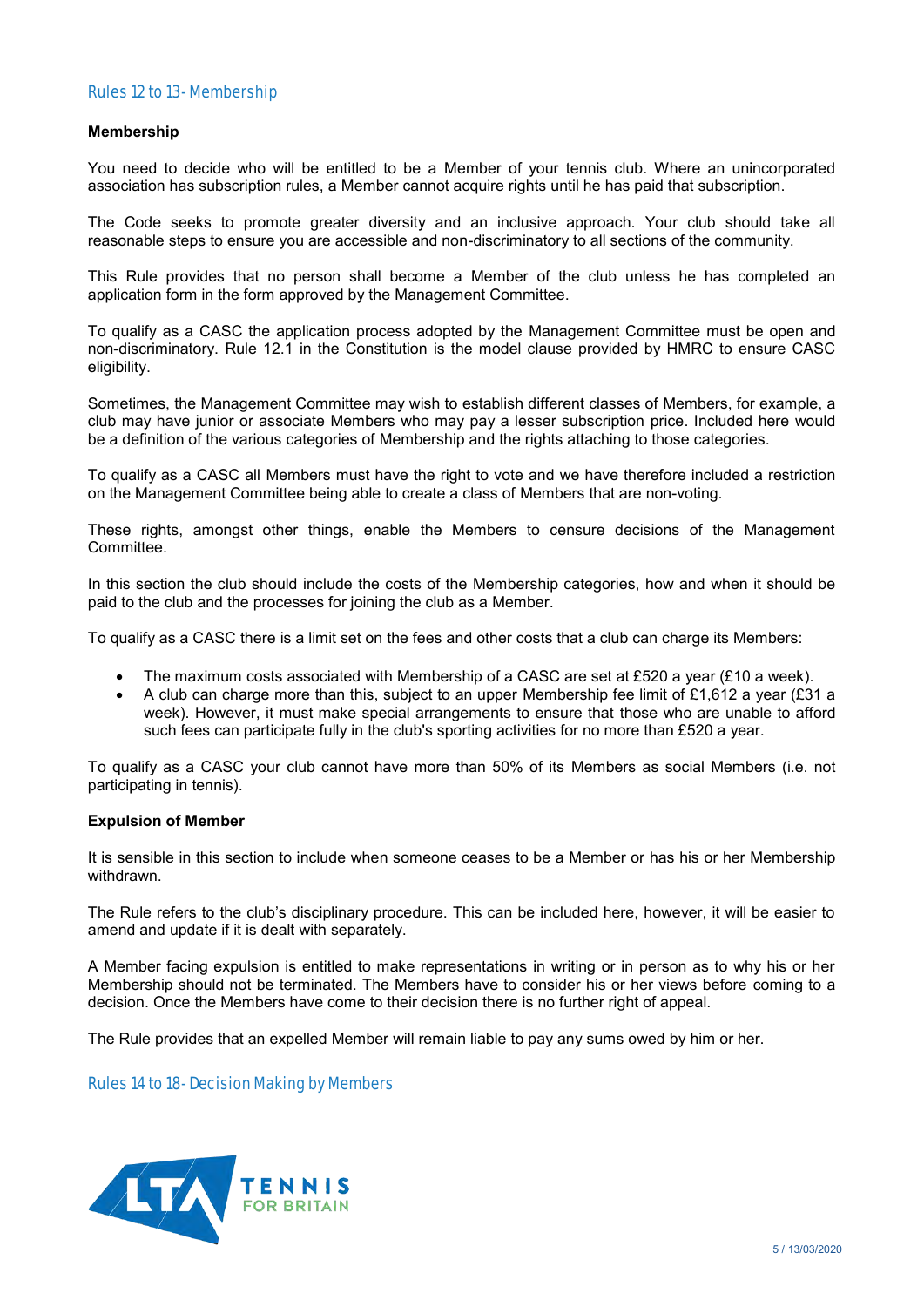## Rules 12 to 13 - Membership

### Membership

You need to decide who will be entitled to be a Member of your tennis club. Where an unincorporated association has subscription rules, a Member cannot acquire rights until he has paid that subscription.

The Code seeks to promote greater diversity and an inclusive approach. Your club should take all reasonable steps to ensure you are accessible and non-discriminatory to all sections of the community.

This Rule provides that no person shall become a Member of the club unless he has completed an application form in the form approved by the Management Committee.

To qualify as a CASC the application process adopted by the Management Committee must be open and non-discriminatory. Rule 12.1 in the Constitution is the model clause provided by HMRC to ensure CASC eligibility.

Sometimes, the Management Committee may wish to establish different classes of Members, for example, a club may have junior or associate Members who may pay a lesser subscription price. Included here would be a definition of the various categories of Membership and the rights attaching to those categories.

To qualify as a CASC all Members must have the right to vote and we have therefore included a restriction on the Management Committee being able to create a class of Members that are non-voting.

These rights, amongst other things, enable the Members to censure decisions of the Management Committee.

In this section the club should include the costs of the Membership categories, how and when it should be paid to the club and the processes for joining the club as a Member.

To qualify as a CASC there is a limit set on the fees and other costs that a club can charge its Members:

- The maximum costs associated with Membership of a CASC are set at £520 a year (£10 a week).
- A club can charge more than this, subject to an upper Membership fee limit of £1,612 a year (£31 a week). However, it must make special arrangements to ensure that those who are unable to afford such fees can participate fully in the club's sporting activities for no more than £520 a year.

To qualify as a CASC your club cannot have more than 50% of its Members as social Members (i.e. not participating in tennis).

### Expulsion of Member

It is sensible in this section to include when someone ceases to be a Member or has his or her Membership withdrawn.

The Rule refers to the club's disciplinary procedure. This can be included here, however, it will be easier to amend and update if it is dealt with separately.

A Member facing expulsion is entitled to make representations in writing or in person as to why his or her Membership should not be terminated. The Members have to consider his or her views before coming to a decision. Once the Members have come to their decision there is no further right of appeal.

The Rule provides that an expelled Member will remain liable to pay any sums owed by him or her.

## Rules 14 to 18 - Decision Making by Members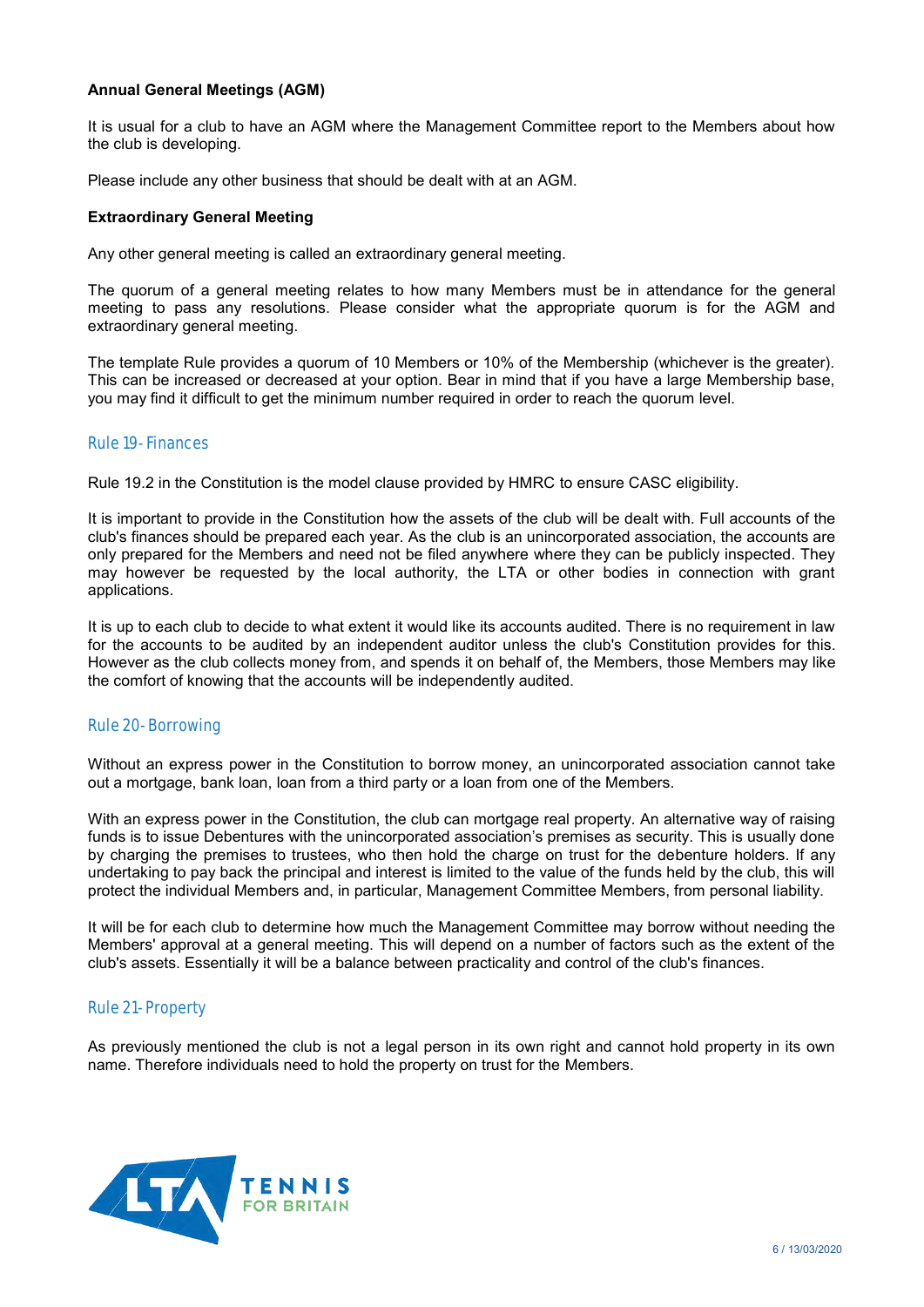**Annual General Meetings (AGM)**

It is usual for a club to have an AGM where the Management Committee report to the Members about how the club is developing.

Please include any other business that should be dealt with at an AGM.

**Extraordinary General Meeting**

Any other general meeting is called an extraordinary general meeting.

The quorum of a general meeting relates to how many Members must be in attendance for the general meeting to pass any resolutions. Please consider what the appropriate quorum is for the AGM and extraordinary general meeting.

The template Rule provides a quorum of 10 Members or 10% of the Membership (whichever is the greater). This can be increased or decreased at your option. Bear in mind that if you have a large Membership base, you may find it difficult to get the minimum number required in order to reach the quorum level.

## Rule 19 - Finances

Rule 19.2 in the Constitution is the model clause provided by HMRC to ensure CASC eligibility.

It is important to provide in the Constitution how the assets of the club will be dealt with. Full accounts of the club's finances should be prepared each year. As the club is an unincorporated association, the accounts are only prepared for the Members and need not be filed anywhere where they can be publicly inspected. They may however be requested by the local authority, the LTA or other bodies in connection with grant applications.

It is up to each club to decide to what extent it would like its accounts audited. There is no requirement in law for the accounts to be audited by an independent auditor unless the club's Constitution provides for this. However as the club collects money from, and spends it on behalf of, the Members, those Members may like the comfort of knowing that the accounts will be independently audited.

## Rule 20 - Borrowing

Without an express power in the Constitution to borrow money, an unincorporated association cannot take out a mortgage, bank loan, loan from a third party or a loan from one of the Members.

With an express power in the Constitution, the club can mortgage real property. An alternative way of raising funds is to issue Debentures with the unincorporated association's premises as security. This is usually done by charging the premises to trustees, who then hold the charge on trust for the debenture holders. If any undertaking to pay back the principal and interest is limited to the value of the funds held by the club, this will protect the individual Members and, in particular, Management Committee Members, from personal liability.

It will be for each club to determine how much the Management Committee may borrow without needing the Members' approval at a general meeting. This will depend on a number of factors such as the extent of the club's assets. Essentially it will be a balance between practicality and control of the club's finances.

## Rule 21 - Property

As previously mentioned the club is not a legal person in its own right and cannot hold property in its own name. Therefore individuals need to hold the property on trust for the Members.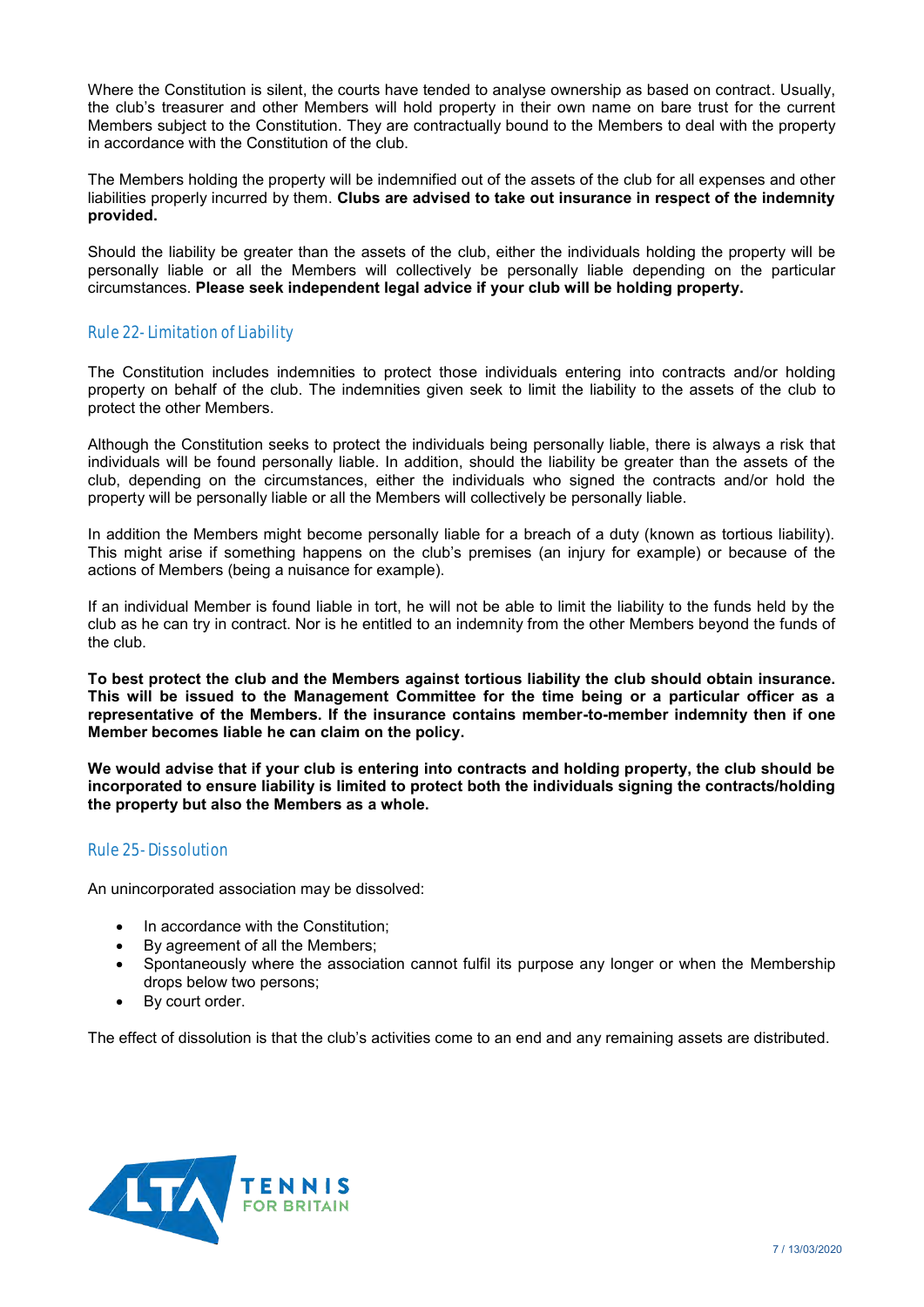Where the Constitution is silent, the courts have tended to analyse ownership as based on contract. Usually, the club's treasurer and other Members will hold property in their own name on bare trust for the current Members subject to the Constitution. They are contractually bound to the Members to deal with the property in accordance with the Constitution of the club.

The Members holding the property will be indemnified out of the assets of the club for all expenses and other liabilities properly incurred by them. **Clubs are advised to take out insurance in respect of the indemnity provided.**

Should the liability be greater than the assets of the club, either the individuals holding the property will be personally liable or all the Members will collectively be personally liable depending on the particular circumstances. **Please seek independent legal advice if your club will be holding property.**

## Rule 22- Limitation of Liability

The Constitution includes indemnities to protect those individuals entering into contracts and/or holding property on behalf of the club. The indemnities given seek to limit the liability to the assets of the club to protect the other Members.

Although the Constitution seeks to protect the individuals being personally liable, there is always a risk that individuals will be found personally liable. In addition, should the liability be greater than the assets of the club, depending on the circumstances, either the individuals who signed the contracts and/or hold the property will be personally liable or all the Members will collectively be personally liable.

In addition the Members might become personally liable for a breach of a duty (known as tortious liability). This might arise if something happens on the club's premises (an injury for example) or because of the actions of Members (being a nuisance for example).

If an individual Member is found liable in tort, he will not be able to limit the liability to the funds held by the club as he can try in contract. Nor is he entitled to an indemnity from the other Members beyond the funds of the club.

**To best protect the club and the Members against tortious liability the club should obtain insurance. This will be issued to the Management Committee for the time being or a particular officer as a representative of the Members. If the insurance contains member-to-member indemnity then if one Member becomes liable he can claim on the policy.**

**We would advise that if your club is entering into contracts and holding property, the club should be incorporated to ensure liability is limited to protect both the individuals signing the contracts/holding the property but also the Members as a whole.**

## Rule 25- Dissolution

An unincorporated association may be dissolved:

- In accordance with the Constitution;
- By agreement of all the Members;
- Spontaneously where the association cannot fulfil its purpose any longer or when the Membership drops below two persons;
- By court order.

The effect of dissolution is that the club's activities come to an end and any remaining assets are distributed.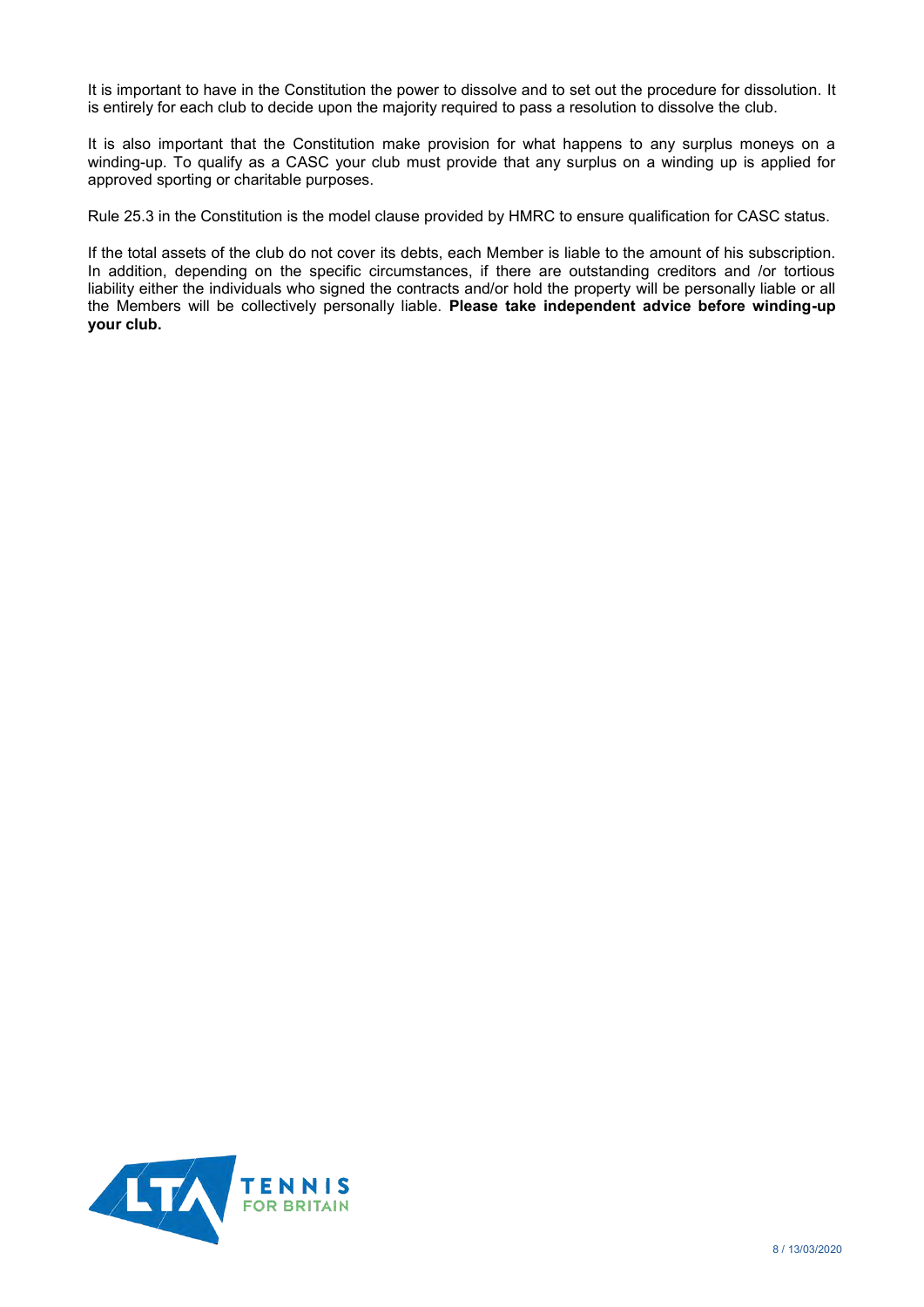It is important to have in the Constitution the power to dissolve and to set out the procedure for dissolution. It is entirely for each club to decide upon the majority required to pass a resolution to dissolve the club.

It is also important that the Constitution make provision for what happens to any surplus moneys on a winding-up. To qualify as a CASC your club must provide that any surplus on a winding up is applied for approved sporting or charitable purposes.

Rule 25.3 in the Constitution is the model clause provided by HMRC to ensure qualification for CASC status.

If the total assets of the club do not cover its debts, each Member is liable to the amount of his subscription. In addition, depending on the specific circumstances, if there are outstanding creditors and /or tortious liability either the individuals who signed the contracts and/or hold the property will be personally liable or all the Members will be collectively personally liable. **Please take independent advice before winding-up your club.**